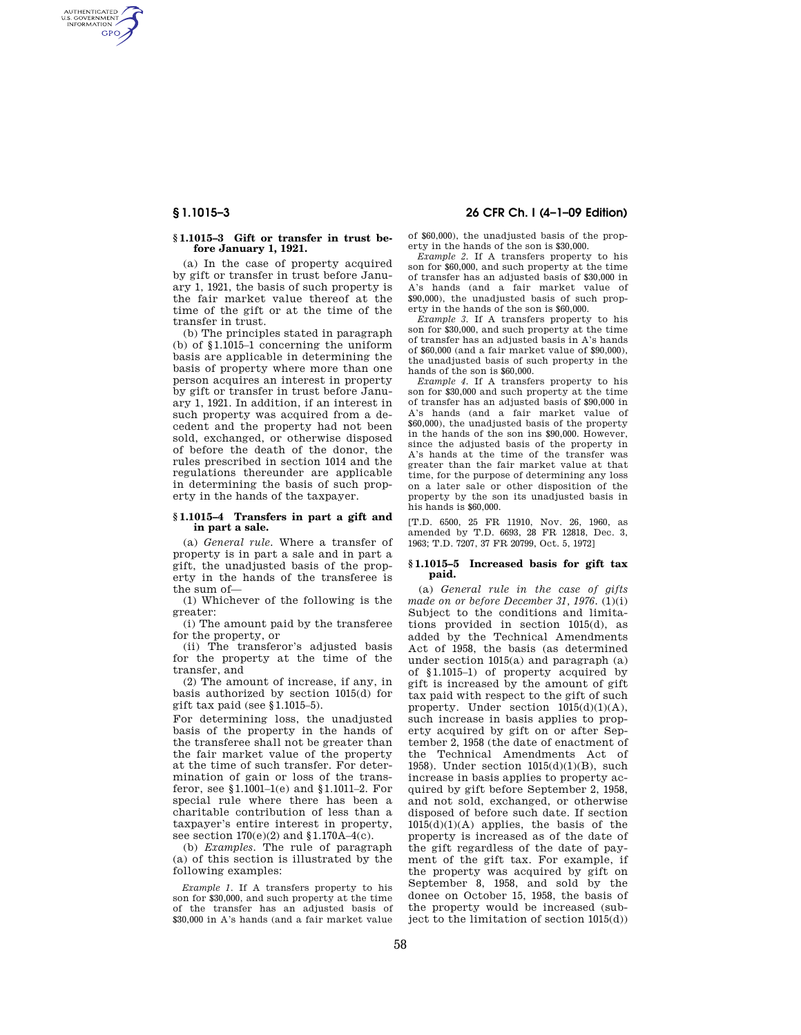### § 1.1015–3 Gift or transfer in trust before January 1, 1921.

(a) In the case of property acquired by gift or transfer in trust before January 1, 1921, the basis of such property is the fair market value thereof at the time of the gift or at the time of the transfer in trust.

(b) The principles stated in paragraph (b) of § 1.1015–1 concerning the uniform basis are applicable in determining the basis of property where more than one person acquires an interest in property by gift or transfer in trust before January 1, 1921. In addition, if an interest in such property was acquired from a decedent and the property had not been sold, exchanged, or otherwise disposed of before the death of the donor, the rules prescribed in section 1014 and the regulations thereunder are applicable in determining the basis of such property in the hands of the taxpayer.

### § 1.1015–4 Transfers in part a gift and in part a sale.

(a) *General rule.* Where a transfer of property is in part a sale and in part a gift, the unadjusted basis of the property in the hands of the transferee is the sum of—

(1) Whichever of the following is the greater:

(i) The amount paid by the transferee for the property, or

(ii) The transferor's adjusted basis for the property at the time of the transfer, and

(2) The amount of increase, if any, in basis authorized by section 1015(d) for gift tax paid (see § 1.1015–5).

For determining loss, the unadjusted basis of the property in the hands of the transferee shall not be greater than the fair market value of the property at the time of such transfer. For determination of gain or loss of the transferor, see § 1.1001–1(e) and § 1.1011–2. For special rule where there has been a charitable contribution of less than a taxpayer's entire interest in property, see section 170(e)(2) and § 1.170A–4(c).

(b) *Examples.* The rule of paragraph (a) of this section is illustrated by the following examples:

*Example 1.* If A transfers property to his son for $30,000, and such property at the time of the transfer has an adjusted basis of $30,000 in A's hands (and a fair market value of $60,000), the unadjusted basis of the property in the hands of the son is $30,000.

*Example 2.* If A transfers property to his son for $60,000, and such property at the time of transfer has an adjusted basis of $30,000 in A's hands (and a fair market value of $90,000), the unadjusted basis of such property in the hands of the son is $60,000.

*Example 3.* If A transfers property to his son for $30,000, and such property at the time of transfer has an adjusted basis in A's hands of $60,000 (and a fair market value of $90,000), the unadjusted basis of such property in the hands of the son is $60,000.

*Example 4.* If A transfers property to his son for $30,000 and such property at the time of transfer has an adjusted basis of $90,000 in A's hands (and a fair market value of $60,000), the unadjusted basis of the property in the hands of the son ins $90,000. However, since the adjusted basis of the property in A's hands at the time of the transfer was greater than the fair market value at that time, for the purpose of determining any loss on a later sale or other disposition of the property by the son its unadjusted basis in his hands is $60,000.

[T.D. 6500, 25 FR 11910, Nov. 26, 1960, as amended by T.D. 6693, 28 FR 12818, Dec. 3, 1963; T.D. 7207, 37 FR 20799, Oct. 5, 1972]

### § 1.1015–5 Increased basis for gift tax paid.

(a) *General rule in the case of gifts made on or before December 31, 1976.* (1)(i) Subject to the conditions and limitations provided in section 1015(d), as added by the Technical Amendments Act of 1958, the basis (as determined under section 1015(a) and paragraph (a) of § 1.1015–1) of property acquired by gift is increased by the amount of gift tax paid with respect to the gift of such property. Under section 1015(d)(1)(A), such increase in basis applies to property acquired by gift on or after September 2, 1958 (the date of enactment of the Technical Amendments Act of 1958). Under section 1015(d)(1)(B), such increase in basis applies to property acquired by gift before September 2, 1958, and not sold, exchanged, or otherwise disposed of before such date. If section 1015(d)(1)(A) applies, the basis of the property is increased as of the date of the gift regardless of the date of payment of the gift tax. For example, if the property was acquired by gift on September 8, 1958, and sold by the donee on October 15, 1958, the basis of the property would be increased (subject to the limitation of section 1015(d))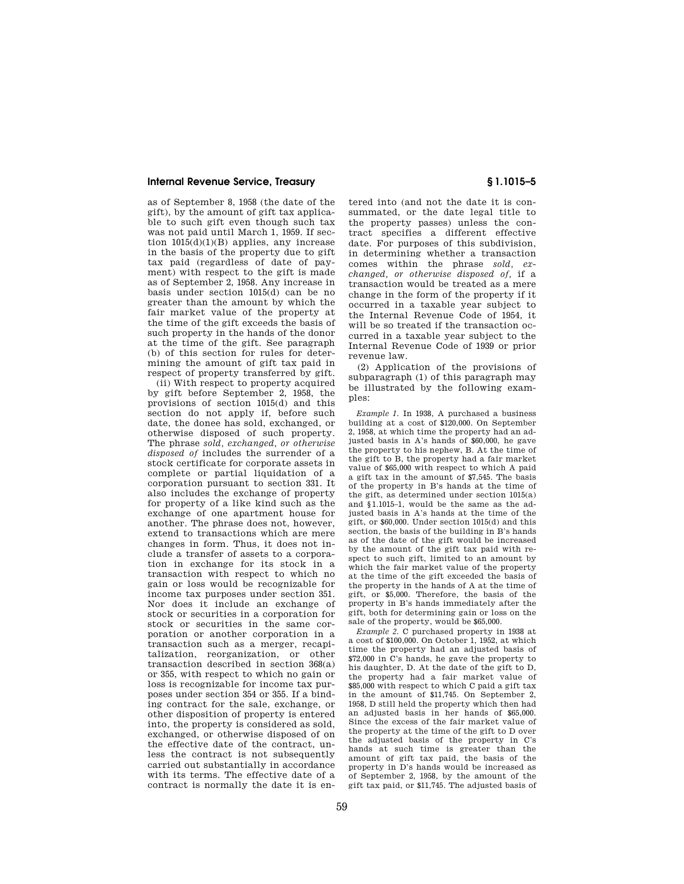as of September 8, 1958 (the date of the gift), by the amount of gift tax applicable to such gift even though such tax was not paid until March 1, 1959. If section 1015(d)(1)(B) applies, any increase in the basis of the property due to gift tax paid (regardless of date of payment) with respect to the gift is made as of September 2, 1958. Any increase in basis under section 1015(d) can be no greater than the amount by which the fair market value of the property at the time of the gift exceeds the basis of such property in the hands of the donor at the time of the gift. See paragraph (b) of this section for rules for determining the amount of gift tax paid in respect of property transferred by gift.

(ii) With respect to property acquired by gift before September 2, 1958, the provisions of section 1015(d) and this section do not apply if, before such date, the donee has sold, exchanged, or otherwise disposed of such property. The phrase *sold, exchanged, or otherwise disposed of* includes the surrender of a stock certificate for corporate assets in complete or partial liquidation of a corporation pursuant to section 331. It also includes the exchange of property for property of a like kind such as the exchange of one apartment house for another. The phrase does not, however, extend to transactions which are mere changes in form. Thus, it does not include a transfer of assets to a corporation in exchange for its stock in a transaction with respect to which no gain or loss would be recognizable for income tax purposes under section 351. Nor does it include an exchange of stock or securities in a corporation for stock or securities in the same corporation or another corporation in a transaction such as a merger, recapitalization, reorganization, or other transaction described in section 368(a) or 355, with respect to which no gain or loss is recognizable for income tax purposes under section 354 or 355. If a binding contract for the sale, exchange, or other disposition of property is entered into, the property is considered as sold, exchanged, or otherwise disposed of on the effective date of the contract, unless the contract is not subsequently carried out substantially in accordance with its terms. The effective date of a contract is normally the date it is entered into (and not the date it is consummated, or the date legal title to the property passes) unless the contract specifies a different effective date. For purposes of this subdivision, in determining whether a transaction comes within the phrase *sold, exchanged, or otherwise disposed of*, if a transaction would be treated as a mere change in the form of the property if it occurred in a taxable year subject to the Internal Revenue Code of 1954, it will be so treated if the transaction occurred in a taxable year subject to the Internal Revenue Code of 1939 or prior revenue law.

(2) Application of the provisions of subparagraph (1) of this paragraph may be illustrated by the following examples:

*Example 1.* In 1938, A purchased a business building at a cost of $120,000. On September 2, 1958, at which time the property had an adjusted basis in A's hands of $60,000, he gave the property to his nephew, B. At the time of the gift to B, the property had a fair market value of $65,000 with respect to which A paid a gift tax in the amount of $7,545. The basis of the property in B's hands at the time of the gift, as determined under section 1015(a) and §1.1015–1, would be the same as the adjusted basis in A's hands at the time of the gift, or $60,000. Under section 1015(d) and this section, the basis of the building in B's hands as of the date of the gift would be increased by the amount of the gift tax paid with respect to such gift, limited to an amount by which the fair market value of the property at the time of the gift exceeded the basis of the property in the hands of A at the time of gift, or $5,000. Therefore, the basis of the property in B's hands immediately after the gift, both for determining gain or loss on the sale of the property, would be $65,000.

*Example 2.* C purchased property in 1938 at a cost of $100,000. On October 1, 1952, at which time the property had an adjusted basis of $72,000 in C's hands, he gave the property to his daughter, D. At the date of the gift to D, the property had a fair market value of $85,000 with respect to which C paid a gift tax in the amount of $11,745. On September 2, 1958, D still held the property which then had an adjusted basis in her hands of $65,000. Since the excess of the fair market value of the property at the time of the gift to D over the adjusted basis of the property in C's hands at such time is greater than the amount of gift tax paid, the basis of the property in D's hands would be increased as of September 2, 1958, by the amount of the gift tax paid, or $11,745. The adjusted basis of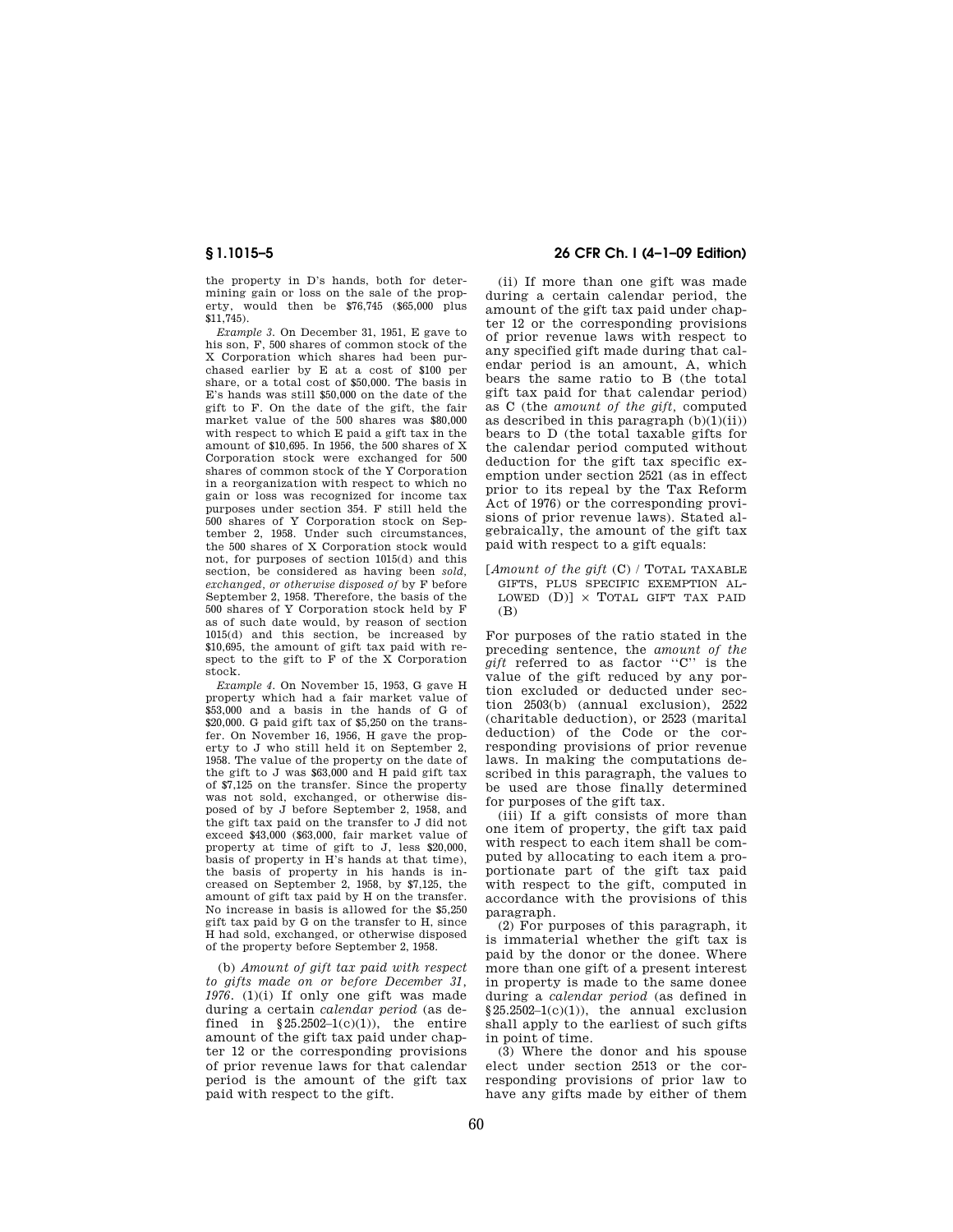the property in D's hands, both for determining gain or loss on the sale of the property, would then be $76,745 ($65,000 plus $11,745).

*Example 3.* On December 31, 1951, E gave to his son, F, 500 shares of common stock of the X Corporation which shares had been purchased earlier by E at a cost of $100 per share, or a total cost of $50,000. The basis in E's hands was still $50,000 on the date of the gift to F. On the date of the gift, the fair market value of the 500 shares was $80,000 with respect to which E paid a gift tax in the amount of $10,695. In 1956, the 500 shares of X Corporation stock were exchanged for 500 shares of common stock of the Y Corporation in a reorganization with respect to which no gain or loss was recognized for income tax purposes under section 354. F still held the 500 shares of Y Corporation stock on September 2, 1958. Under such circumstances, the 500 shares of X Corporation stock would not, for purposes of section 1015(d) and this section, be considered as having been *sold, exchanged, or otherwise disposed of* by F before September 2, 1958. Therefore, the basis of the 500 shares of Y Corporation stock held by F as of such date would, by reason of section 1015(d) and this section, be increased by $10,695, the amount of gift tax paid with respect to the gift to F of the X Corporation stock.

*Example 4.* On November 15, 1953, G gave H property which had a fair market value of $53,000 and a basis in the hands of G of $20,000. G paid gift tax of $5,250 on the transfer. On November 16, 1956, H gave the property to J who still held it on September 2, 1958. The value of the property on the date of the gift to J was $63,000 and H paid gift tax of $7,125 on the transfer. Since the property was not sold, exchanged, or otherwise disposed of by J before September 2, 1958, and the gift tax paid on the transfer to J did not exceed $43,000 ($63,000, fair market value of property at time of gift to J, less $20,000, basis of property in H's hands at that time), the basis of property in his hands is increased on September 2, 1958, by $7,125, the amount of gift tax paid by H on the transfer. No increase in basis is allowed for the $5,250 gift tax paid by G on the transfer to H, since H had sold, exchanged, or otherwise disposed of the property before September 2, 1958.

(b) *Amount of gift tax paid with respect to gifts made on or before December 31, 1976.* (1)(i) If only one gift was made during a certain *calendar period* (as defined in §25.2502–1(c)(1)), the entire amount of the gift tax paid under chapter 12 or the corresponding provisions of prior revenue laws for that calendar period is the amount of the gift tax paid with respect to the gift.

(ii) If more than one gift was made during a certain calendar period, the amount of the gift tax paid under chapter 12 or the corresponding provisions of prior revenue laws with respect to any specified gift made during that calendar period is an amount, A, which bears the same ratio to B (the total gift tax paid for that calendar period) as C (the *amount of the gift,* computed as described in this paragraph (b)(1)(ii)) bears to D (the total taxable gifts for the calendar period computed without deduction for the gift tax specific exemption under section 2521 (as in effect prior to its repeal by the Tax Reform Act of 1976) or the corresponding provisions of prior revenue laws). Stated algebraically, the amount of the gift tax paid with respect to a gift equals:

[*Amount of the gift* (C) / TOTAL TAXABLE GIFTS, PLUS SPECIFIC EXEMPTION ALLOWED (D)] × TOTAL GIFT TAX PAID (B)

For purposes of the ratio stated in the preceding sentence, the *amount of the gift* referred to as factor "C" is the value of the gift reduced by any portion excluded or deducted under section 2503(b) (annual exclusion), 2522 (charitable deduction), or 2523 (marital deduction) of the Code or the corresponding provisions of prior revenue laws. In making the computations described in this paragraph, the values to be used are those finally determined for purposes of the gift tax.

(iii) If a gift consists of more than one item of property, the gift tax paid with respect to each item shall be computed by allocating to each item a proportionate part of the gift tax paid with respect to the gift, computed in accordance with the provisions of this paragraph.

(2) For purposes of this paragraph, it is immaterial whether the gift tax is paid by the donor or the donee. Where more than one gift of a present interest in property is made to the same donee during a *calendar period* (as defined in §25.2502–1(c)(1)), the annual exclusion shall apply to the earliest of such gifts in point of time.

(3) Where the donor and his spouse elect under section 2513 or the corresponding provisions of prior law to have any gifts made by either of them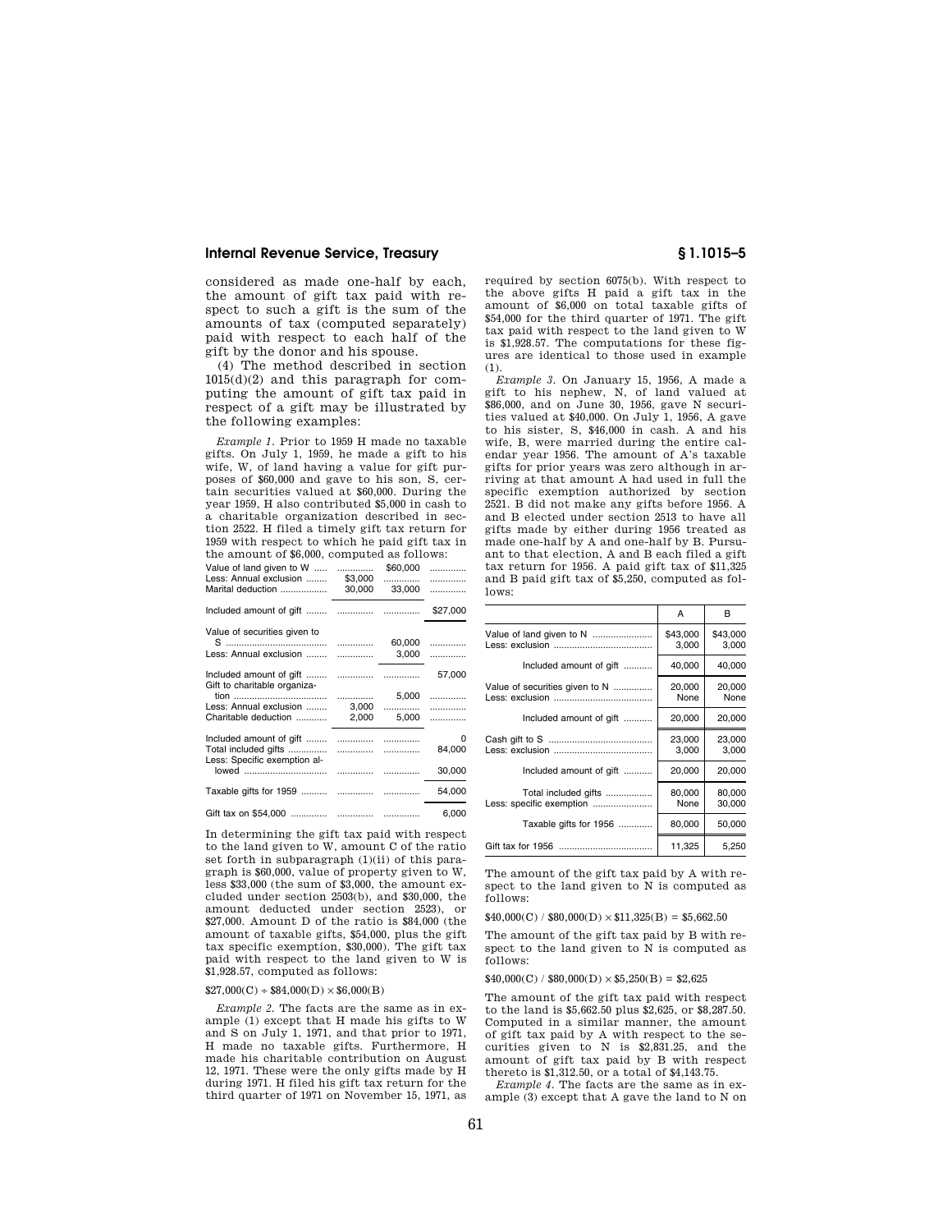considered as made one-half by each, the amount of gift tax paid with respect to such a gift is the sum of the amounts of tax (computed separately) paid with respect to each half of the gift by the donor and his spouse.

(4) The method described in section 1015(d)(2) and this paragraph for computing the amount of gift tax paid in respect of a gift may be illustrated by the following examples:

*Example 1.* Prior to 1959 H made no taxable gifts. On July 1, 1959, he made a gift to his wife, W, of land having a value for gift purposes of $60,000 and gave to his son, S, certain securities valued at $60,000. During the year 1959, H also contributed $5,000 in cash to a charitable organization described in section 2522. H filed a timely gift tax return for 1959 with respect to which he paid gift tax in the amount of $6,000, computed as follows:

| | | | |
|---|---|---|---|
| Value of land given to W | | $60,000 | |
| Less: Annual exclusion | $3,000 | | |
| Marital deduction | 30,000 | 33,000 | |
| Included amount of gift | | | $27,000 |
| Value of securities given to S | | 60,000 | |
| Less: Annual exclusion | | 3,000 | |
| Included amount of gift | | | 57,000 |
| Gift to charitable organization | | 5,000 | |
| Less: Annual exclusion | 3,000 | | |
| Charitable deduction | 2,000 | 5,000 | |
| Included amount of gift | | | 0 |
| Total included gifts | | | 84,000 |
| Less: Specific exemption allowed | | | 30,000 |
| Taxable gifts for 1959 | | | 54,000 |
| Gift tax on $54,000 | | | 6,000 |

In determining the gift tax paid with respect to the land given to W, amount C of the ratio set forth in subparagraph (1)(ii) of this paragraph is $60,000, value of property given to W, less $33,000 (the sum of $3,000, the amount excluded under section 2503(b), and $30,000, the amount deducted under section 2523), or $27,000. Amount D of the ratio is $84,000 (the amount of taxable gifts, $54,000, plus the gift tax specific exemption, $30,000). The gift tax paid with respect to the land given to W is $1,928.57, computed as follows:

$27,000(C) ÷ $84,000(D) × $6,000(B)

*Example 2.* The facts are the same as in example (1) except that H made his gifts to W and S on July 1, 1971, and that prior to 1971, H made no taxable gifts. Furthermore, H made his charitable contribution on August 12, 1971. These were the only gifts made by H during 1971. H filed his gift tax return for the third quarter of 1971 on November 15, 1971, as required by section 6075(b). With respect to the above gifts H paid a gift tax in the amount of $6,000 on total taxable gifts of $54,000 for the third quarter of 1971. The gift tax paid with respect to the land given to W is $1,928.57. The computations for these figures are identical to those used in example (1).

*Example 3.* On January 15, 1956, A made a gift to his nephew, N, of land valued at $86,000, and on June 30, 1956, gave N securities valued at $40,000. On July 1, 1956, A gave to his sister, S, $46,000 in cash. A and his wife, B, were married during the entire calendar year 1956. The amount of A's taxable gifts for prior years was zero although in arriving at that amount A had used in full the specific exemption authorized by section 2521. B did not make any gifts before 1956. A and B elected under section 2513 to have all gifts made by either during 1956 treated as made one-half by A and one-half by B. Pursuant to that election, A and B each filed a gift tax return for 1956. A paid gift tax of $11,325 and B paid gift tax of $5,250, computed as follows:

| | A | B |
|---|---|---|
| Value of land given to N | $43,000 | $43,000 |
| Less: exclusion | 3,000 | 3,000 |
| Included amount of gift | 40,000 | 40,000 |
| Value of securities given to N | 20,000 | 20,000 |
| Less: exclusion | None | None |
| Included amount of gift | 20,000 | 20,000 |
| Cash gift to S | 23,000 | 23,000 |
| Less: exclusion | 3,000 | 3,000 |
| Included amount of gift | 20,000 | 20,000 |
| Total included gifts | 80,000 | 80,000 |
| Less: specific exemption | None | 30,000 |
| Taxable gifts for 1956 | 80,000 | 50,000 |
| Gift tax for 1956 | 11,325 | 5,250 |

The amount of the gift tax paid by A with respect to the land given to N is computed as follows:

$40,000(C) / $80,000(D) × $11,325(B) = $5,662.50

The amount of the gift tax paid by B with respect to the land given to N is computed as follows:

$40,000(C) / $80,000(D) × $5,250(B) = $2,625

The amount of the gift tax paid with respect to the land is $5,662.50 plus $2,625, or $8,287.50. Computed in a similar manner, the amount of gift tax paid by A with respect to the securities given to N is $2,831.25, and the amount of gift tax paid by B with respect thereto is $1,312.50, or a total of $4,143.75.

*Example 4.* The facts are the same as in example (3) except that A gave the land to N on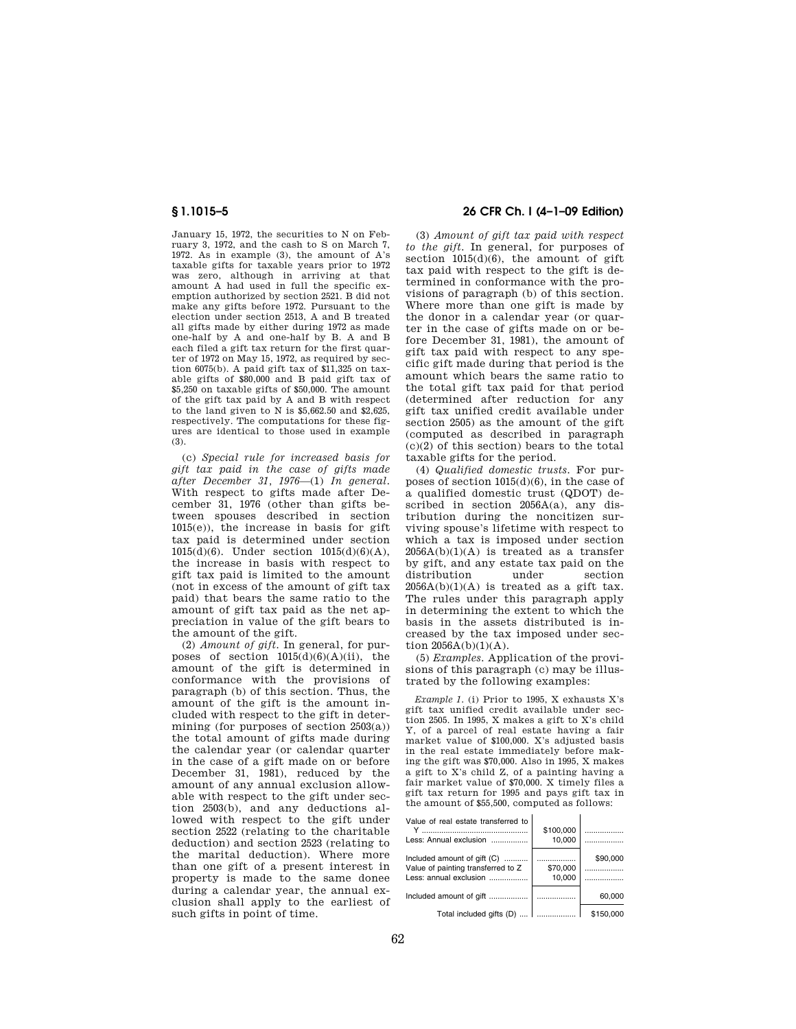January 15, 1972, the securities to N on February 3, 1972, and the cash to S on March 7, 1972. As in example (3), the amount of A's taxable gifts for taxable years prior to 1972 was zero, although in arriving at that amount A had used in full the specific exemption authorized by section 2521. B did not make any gifts before 1972. Pursuant to the election under section 2513, A and B treated all gifts made by either during 1972 as made one-half by A and one-half by B. A and B each filed a gift tax return for the first quarter of 1972 on May 15, 1972, as required by section 6075(b). A paid gift tax of $11,325 on taxable gifts of $80,000 and B paid gift tax of $5,250 on taxable gifts of $50,000. The amount of the gift tax paid by A and B with respect to the land given to N is $5,662.50 and $2,625, respectively. The computations for these figures are identical to those used in example (3).

(c) *Special rule for increased basis for gift tax paid in the case of gifts made after December 31, 1976*—(1) *In general.* With respect to gifts made after December 31, 1976 (other than gifts between spouses described in section 1015(e)), the increase in basis for gift tax paid is determined under section 1015(d)(6). Under section 1015(d)(6)(A), the increase in basis with respect to gift tax paid is limited to the amount (not in excess of the amount of gift tax paid) that bears the same ratio to the amount of gift tax paid as the net appreciation in value of the gift bears to the amount of the gift.

(2) *Amount of gift.* In general, for purposes of section 1015(d)(6)(A)(ii), the amount of the gift is determined in conformance with the provisions of paragraph (b) of this section. Thus, the amount of the gift is the amount included with respect to the gift in determining (for purposes of section 2503(a)) the total amount of gifts made during the calendar year (or calendar quarter in the case of a gift made on or before December 31, 1981), reduced by the amount of any annual exclusion allowable with respect to the gift under section 2503(b), and any deductions allowed with respect to the gift under section 2522 (relating to the charitable deduction) and section 2523 (relating to the marital deduction). Where more than one gift of a present interest in property is made to the same donee during a calendar year, the annual exclusion shall apply to the earliest of such gifts in point of time.

(3) *Amount of gift tax paid with respect to the gift.* In general, for purposes of section 1015(d)(6), the amount of gift tax paid with respect to the gift is determined in conformance with the provisions of paragraph (b) of this section. Where more than one gift is made by the donor in a calendar year (or quarter in the case of gifts made on or before December 31, 1981), the amount of gift tax paid with respect to any specific gift made during that period is the amount which bears the same ratio to the total gift tax paid for that period (determined after reduction for any gift tax unified credit available under section 2505) as the amount of the gift (computed as described in paragraph (c)(2) of this section) bears to the total taxable gifts for the period.

(4) *Qualified domestic trusts.* For purposes of section 1015(d)(6), in the case of a qualified domestic trust (QDOT) described in section 2056A(a), any distribution during the noncitizen surviving spouse's lifetime with respect to which a tax is imposed under section 2056A(b)(1)(A) is treated as a transfer by gift, and any estate tax paid on the distribution under section 2056A(b)(1)(A) is treated as a gift tax. The rules under this paragraph apply in determining the extent to which the basis in the assets distributed is increased by the tax imposed under section 2056A(b)(1)(A).

(5) *Examples.* Application of the provisions of this paragraph (c) may be illustrated by the following examples:

*Example 1.* (i) Prior to 1995, X exhausts X's gift tax unified credit available under section 2505. In 1995, X makes a gift to X's child Y, of a parcel of real estate having a fair market value of $100,000. X's adjusted basis in the real estate immediately before making the gift was $70,000. Also in 1995, X makes a gift to X's child Z, of a painting having a fair market value of $70,000. X timely files a gift tax return for 1995 and pays gift tax in the amount of $55,500, computed as follows:

| | | |
|---|---|---|
| Value of real estate transferred to Y | $100,000 | |
| Less: Annual exclusion | 10,000 | |
| Included amount of gift (C) | | $90,000 |
| Value of painting transferred to Z | $70,000 | |
| Less: annual exclusion | 10,000 | |
| Included amount of gift | | 60,000 |
| Total included gifts (D) | | $150,000 |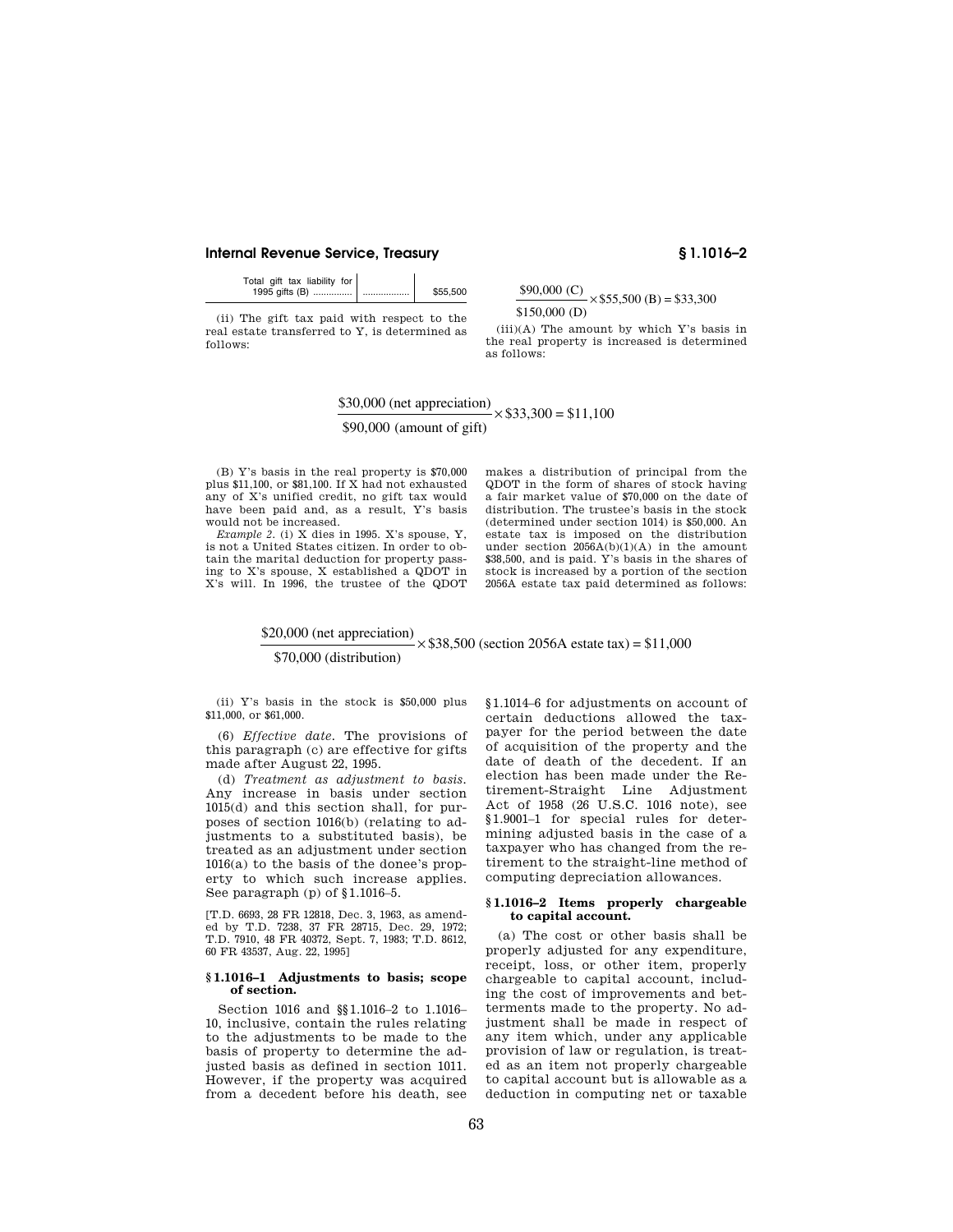| | | |
|---|---|---|
| Total gift tax liability for 1995 gifts (B) ............... | .................. | $55,500 |

(ii) The gift tax paid with respect to the real estate transferred to Y, is determined as follows:

$$\frac{\$90{,}000\text{ (C)}}{\$150{,}000\text{ (D)}} \times \$55{,}500\text{ (B)} = \$33{,}300$$

(iii)(A) The amount by which Y's basis in the real property is increased is determined as follows:

$$\frac{\$30{,}000\text{ (net appreciation)}}{\$90{,}000\text{ (amount of gift)}} \times \$33{,}300 = \$11{,}100$$

(B) Y's basis in the real property is $70,000 plus $11,100, or $81,100. If X had not exhausted any of X's unified credit, no gift tax would have been paid and, as a result, Y's basis would not be increased.

*Example 2.* (i) X dies in 1995. X's spouse, Y, is not a United States citizen. In order to obtain the marital deduction for property passing to X's spouse, X established a QDOT in X's will. In 1996, the trustee of the QDOT makes a distribution of principal from the QDOT in the form of shares of stock having a fair market value of $70,000 on the date of distribution. The trustee's basis in the stock (determined under section 1014) is $50,000. An estate tax is imposed on the distribution under section 2056A(b)(1)(A) in the amount $38,500, and is paid. Y's basis in the shares of stock is increased by a portion of the section 2056A estate tax paid determined as follows:

$$\frac{\$20{,}000\text{ (net appreciation)}}{\$70{,}000\text{ (distribution)}} \times \$38{,}500\text{ (section 2056A estate tax)} = \$11{,}000$$

(ii) Y's basis in the stock is $50,000 plus $11,000, or $61,000.

(6) *Effective date.* The provisions of this paragraph (c) are effective for gifts made after August 22, 1995.

(d) *Treatment as adjustment to basis.* Any increase in basis under section 1015(d) and this section shall, for purposes of section 1016(b) (relating to adjustments to a substituted basis), be treated as an adjustment under section 1016(a) to the basis of the donee's property to which such increase applies. See paragraph (p) of §1.1016–5.

[T.D. 6693, 28 FR 12818, Dec. 3, 1963, as amended by T.D. 7238, 37 FR 28715, Dec. 29, 1972; T.D. 7910, 48 FR 40372, Sept. 7, 1983; T.D. 8612, 60 FR 43537, Aug. 22, 1995]

### §1.1016–1 Adjustments to basis; scope of section.

Section 1016 and §§1.1016–2 to 1.1016–10, inclusive, contain the rules relating to the adjustments to be made to the basis of property to determine the adjusted basis as defined in section 1011. However, if the property was acquired from a decedent before his death, see §1.1014–6 for adjustments on account of certain deductions allowed the taxpayer for the period between the date of acquisition of the property and the date of death of the decedent. If an election has been made under the Retirement-Straight Line Adjustment Act of 1958 (26 U.S.C. 1016 note), see §1.9001–1 for special rules for determining adjusted basis in the case of a taxpayer who has changed from the retirement to the straight-line method of computing depreciation allowances.

### §1.1016–2 Items properly chargeable to capital account.

(a) The cost or other basis shall be properly adjusted for any expenditure, receipt, loss, or other item, properly chargeable to capital account, including the cost of improvements and betterments made to the property. No adjustment shall be made in respect of any item which, under any applicable provision of law or regulation, is treated as an item not properly chargeable to capital account but is allowable as a deduction in computing net or taxable